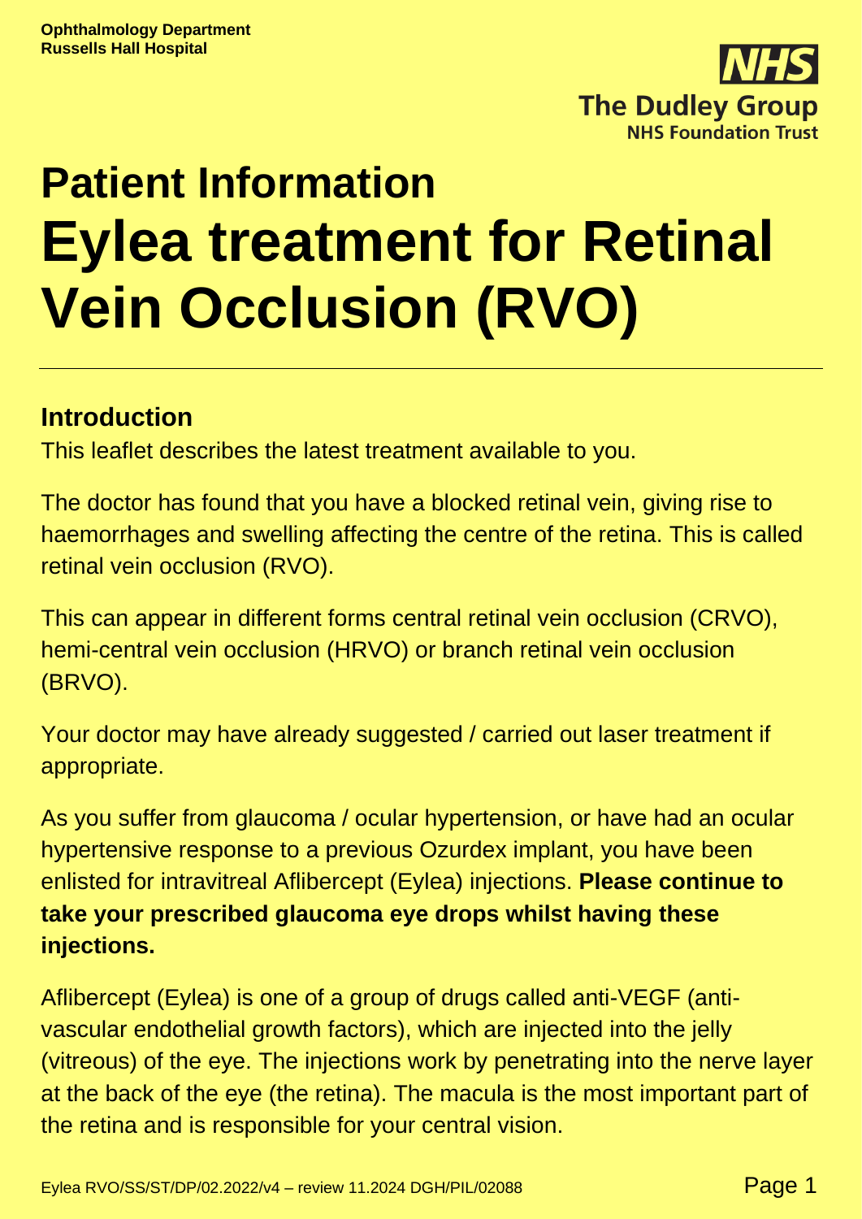Ophthalmology Department
Russells Hall Hospital

The Dudley Group
NHS Foundation Trust

# Patient Information

# Eylea treatment for Retinal Vein Occlusion (RVO)

## Introduction

This leaflet describes the latest treatment available to you.

The doctor has found that you have a blocked retinal vein, giving rise to haemorrhages and swelling affecting the centre of the retina. This is called retinal vein occlusion (RVO).

This can appear in different forms central retinal vein occlusion (CRVO), hemi-central vein occlusion (HRVO) or branch retinal vein occlusion (BRVO).

Your doctor may have already suggested / carried out laser treatment if appropriate.

As you suffer from glaucoma / ocular hypertension, or have had an ocular hypertensive response to a previous Ozurdex implant, you have been enlisted for intravitreal Aflibercept (Eylea) injections. **Please continue to take your prescribed glaucoma eye drops whilst having these injections.**

Aflibercept (Eylea) is one of a group of drugs called anti-VEGF (anti-vascular endothelial growth factors), which are injected into the jelly (vitreous) of the eye. The injections work by penetrating into the nerve layer at the back of the eye (the retina). The macula is the most important part of the retina and is responsible for your central vision.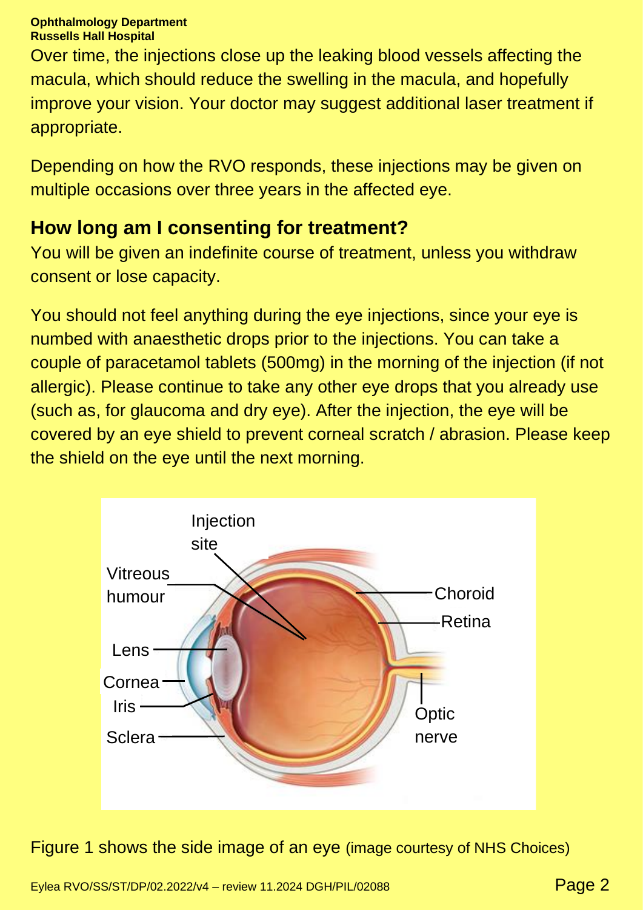Over time, the injections close up the leaking blood vessels affecting the macula, which should reduce the swelling in the macula, and hopefully improve your vision. Your doctor may suggest additional laser treatment if appropriate.

Depending on how the RVO responds, these injections may be given on multiple occasions over three years in the affected eye.

## How long am I consenting for treatment?

You will be given an indefinite course of treatment, unless you withdraw consent or lose capacity.

You should not feel anything during the eye injections, since your eye is numbed with anaesthetic drops prior to the injections. You can take a couple of paracetamol tablets (500mg) in the morning of the injection (if not allergic). Please continue to take any other eye drops that you already use (such as, for glaucoma and dry eye). After the injection, the eye will be covered by an eye shield to prevent corneal scratch / abrasion. Please keep the shield on the eye until the next morning.

Injection site

Vitreous humour

Lens

Cornea

Iris

Sclera

Choroid

Retina

Optic nerve

Figure 1 shows the side image of an eye (image courtesy of NHS Choices)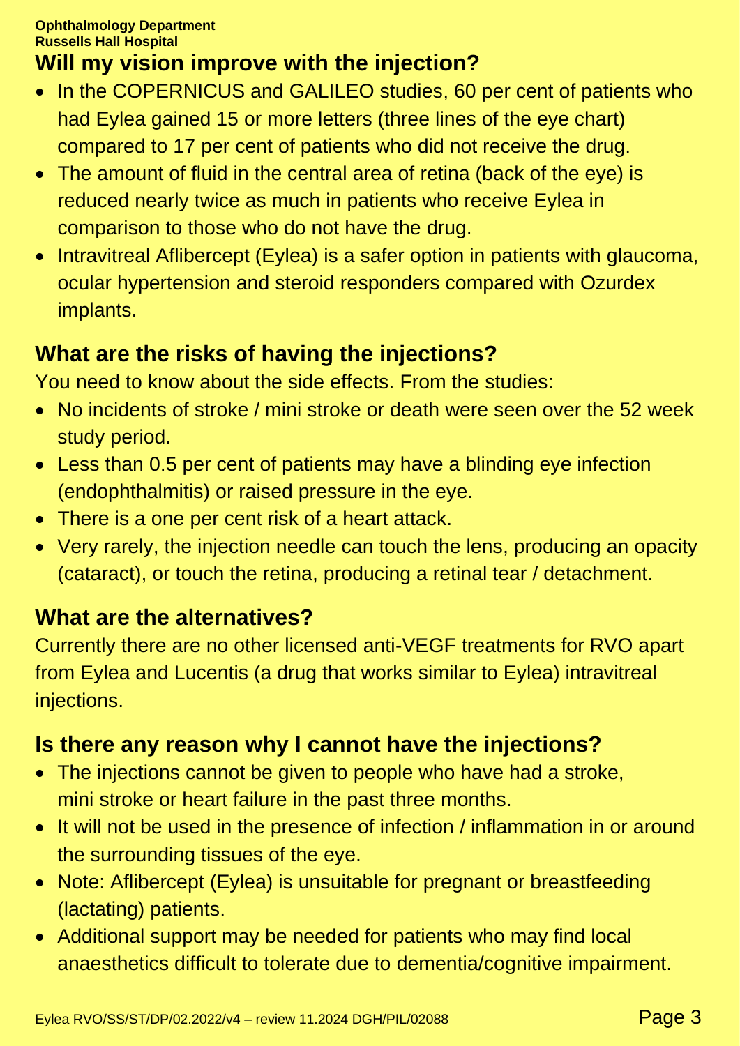## Will my vision improve with the injection?

- In the COPERNICUS and GALILEO studies, 60 per cent of patients who had Eylea gained 15 or more letters (three lines of the eye chart) compared to 17 per cent of patients who did not receive the drug.
- The amount of fluid in the central area of retina (back of the eye) is reduced nearly twice as much in patients who receive Eylea in comparison to those who do not have the drug.
- Intravitreal Aflibercept (Eylea) is a safer option in patients with glaucoma, ocular hypertension and steroid responders compared with Ozurdex implants.

## What are the risks of having the injections?

You need to know about the side effects. From the studies:

- No incidents of stroke / mini stroke or death were seen over the 52 week study period.
- Less than 0.5 per cent of patients may have a blinding eye infection (endophthalmitis) or raised pressure in the eye.
- There is a one per cent risk of a heart attack.
- Very rarely, the injection needle can touch the lens, producing an opacity (cataract), or touch the retina, producing a retinal tear / detachment.

## What are the alternatives?

Currently there are no other licensed anti-VEGF treatments for RVO apart from Eylea and Lucentis (a drug that works similar to Eylea) intravitreal injections.

## Is there any reason why I cannot have the injections?

- The injections cannot be given to people who have had a stroke, mini stroke or heart failure in the past three months.
- It will not be used in the presence of infection / inflammation in or around the surrounding tissues of the eye.
- Note: Aflibercept (Eylea) is unsuitable for pregnant or breastfeeding (lactating) patients.
- Additional support may be needed for patients who may find local anaesthetics difficult to tolerate due to dementia/cognitive impairment.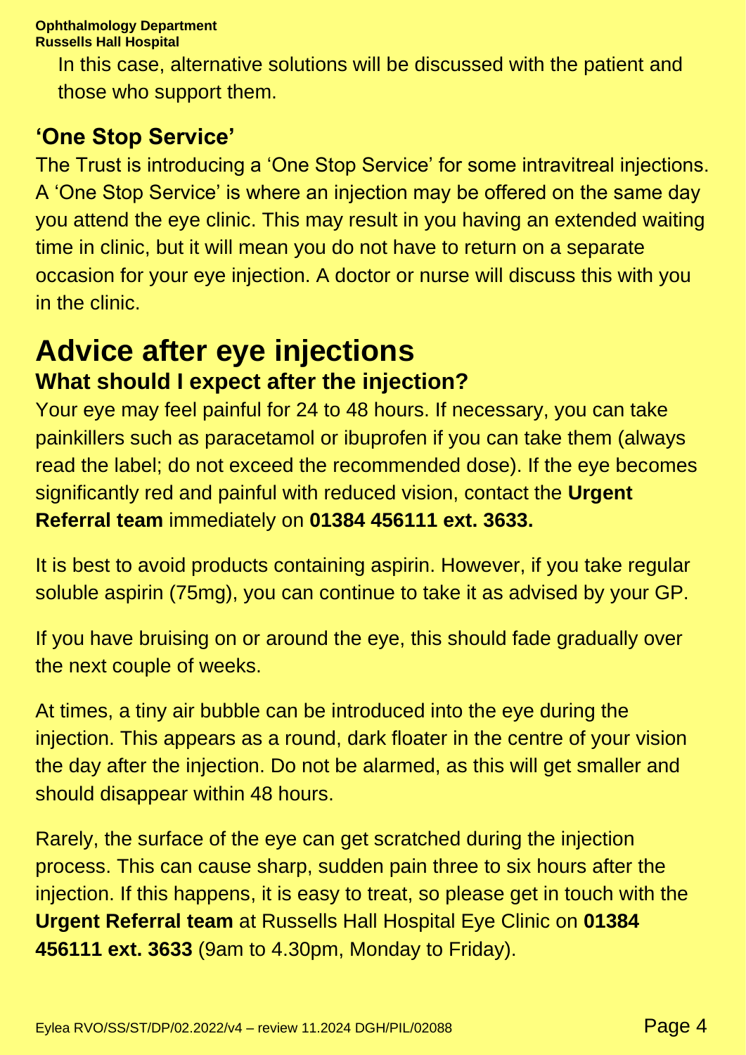In this case, alternative solutions will be discussed with the patient and those who support them.

## 'One Stop Service'

The Trust is introducing a 'One Stop Service' for some intravitreal injections. A 'One Stop Service' is where an injection may be offered on the same day you attend the eye clinic. This may result in you having an extended waiting time in clinic, but it will mean you do not have to return on a separate occasion for your eye injection. A doctor or nurse will discuss this with you in the clinic.

# Advice after eye injections

## What should I expect after the injection?

Your eye may feel painful for 24 to 48 hours. If necessary, you can take painkillers such as paracetamol or ibuprofen if you can take them (always read the label; do not exceed the recommended dose). If the eye becomes significantly red and painful with reduced vision, contact the **Urgent Referral team** immediately on **01384 456111 ext. 3633.**

It is best to avoid products containing aspirin. However, if you take regular soluble aspirin (75mg), you can continue to take it as advised by your GP.

If you have bruising on or around the eye, this should fade gradually over the next couple of weeks.

At times, a tiny air bubble can be introduced into the eye during the injection. This appears as a round, dark floater in the centre of your vision the day after the injection. Do not be alarmed, as this will get smaller and should disappear within 48 hours.

Rarely, the surface of the eye can get scratched during the injection process. This can cause sharp, sudden pain three to six hours after the injection. If this happens, it is easy to treat, so please get in touch with the **Urgent Referral team** at Russells Hall Hospital Eye Clinic on **01384 456111 ext. 3633** (9am to 4.30pm, Monday to Friday).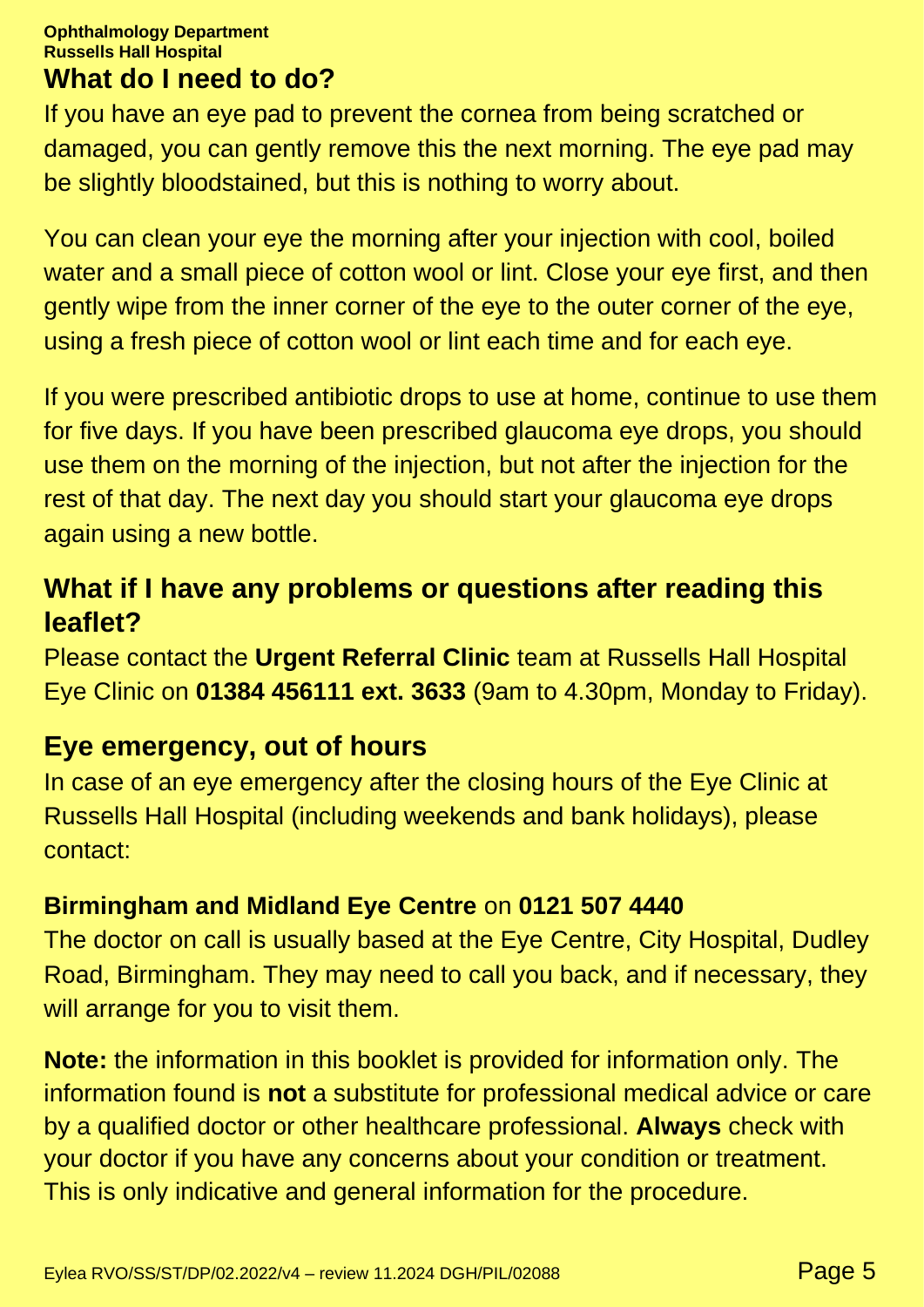## What do I need to do?

If you have an eye pad to prevent the cornea from being scratched or damaged, you can gently remove this the next morning. The eye pad may be slightly bloodstained, but this is nothing to worry about.

You can clean your eye the morning after your injection with cool, boiled water and a small piece of cotton wool or lint. Close your eye first, and then gently wipe from the inner corner of the eye to the outer corner of the eye, using a fresh piece of cotton wool or lint each time and for each eye.

If you were prescribed antibiotic drops to use at home, continue to use them for five days. If you have been prescribed glaucoma eye drops, you should use them on the morning of the injection, but not after the injection for the rest of that day. The next day you should start your glaucoma eye drops again using a new bottle.

## What if I have any problems or questions after reading this leaflet?

Please contact the **Urgent Referral Clinic** team at Russells Hall Hospital Eye Clinic on **01384 456111 ext. 3633** (9am to 4.30pm, Monday to Friday).

## Eye emergency, out of hours

In case of an eye emergency after the closing hours of the Eye Clinic at Russells Hall Hospital (including weekends and bank holidays), please contact:

**Birmingham and Midland Eye Centre** on **0121 507 4440**

The doctor on call is usually based at the Eye Centre, City Hospital, Dudley Road, Birmingham. They may need to call you back, and if necessary, they will arrange for you to visit them.

**Note:** the information in this booklet is provided for information only. The information found is **not** a substitute for professional medical advice or care by a qualified doctor or other healthcare professional. **Always** check with your doctor if you have any concerns about your condition or treatment. This is only indicative and general information for the procedure.

Eylea RVO/SS/ST/DP/02.2022/v4 – review 11.2024 DGH/PIL/02088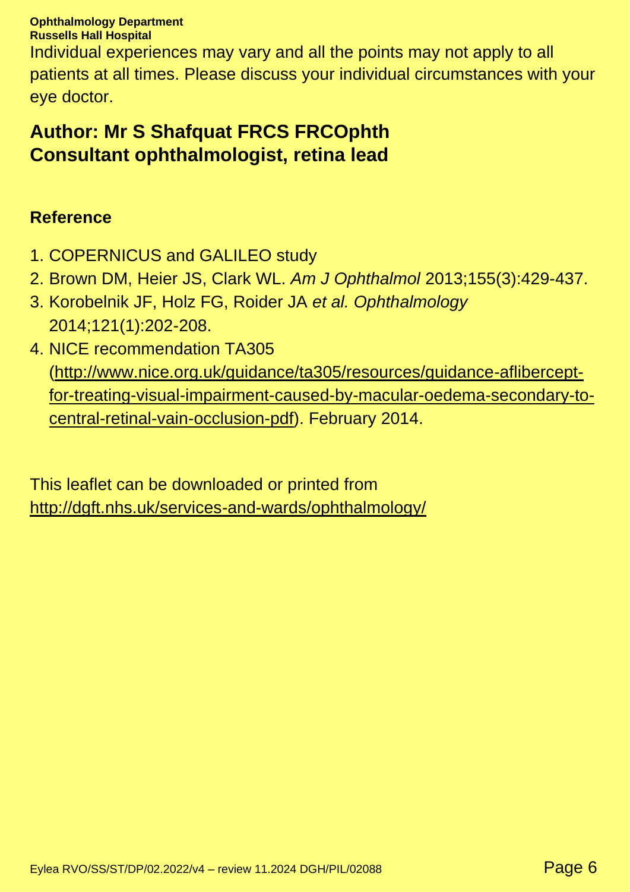Individual experiences may vary and all the points may not apply to all patients at all times. Please discuss your individual circumstances with your eye doctor.

**Author: Mr S Shafquat FRCS FRCOphth**
**Consultant ophthalmologist, retina lead**

**Reference**

1. COPERNICUS and GALILEO study
2. Brown DM, Heier JS, Clark WL. *Am J Ophthalmol* 2013;155(3):429-437.
3. Korobelnik JF, Holz FG, Roider JA *et al. Ophthalmology* 2014;121(1):202-208.
4. NICE recommendation TA305 (http://www.nice.org.uk/guidance/ta305/resources/guidance-aflibercept-for-treating-visual-impairment-caused-by-macular-oedema-secondary-to-central-retinal-vain-occlusion-pdf). February 2014.

This leaflet can be downloaded or printed from http://dgft.nhs.uk/services-and-wards/ophthalmology/

Eylea RVO/SS/ST/DP/02.2022/v4 – review 11.2024 DGH/PIL/02088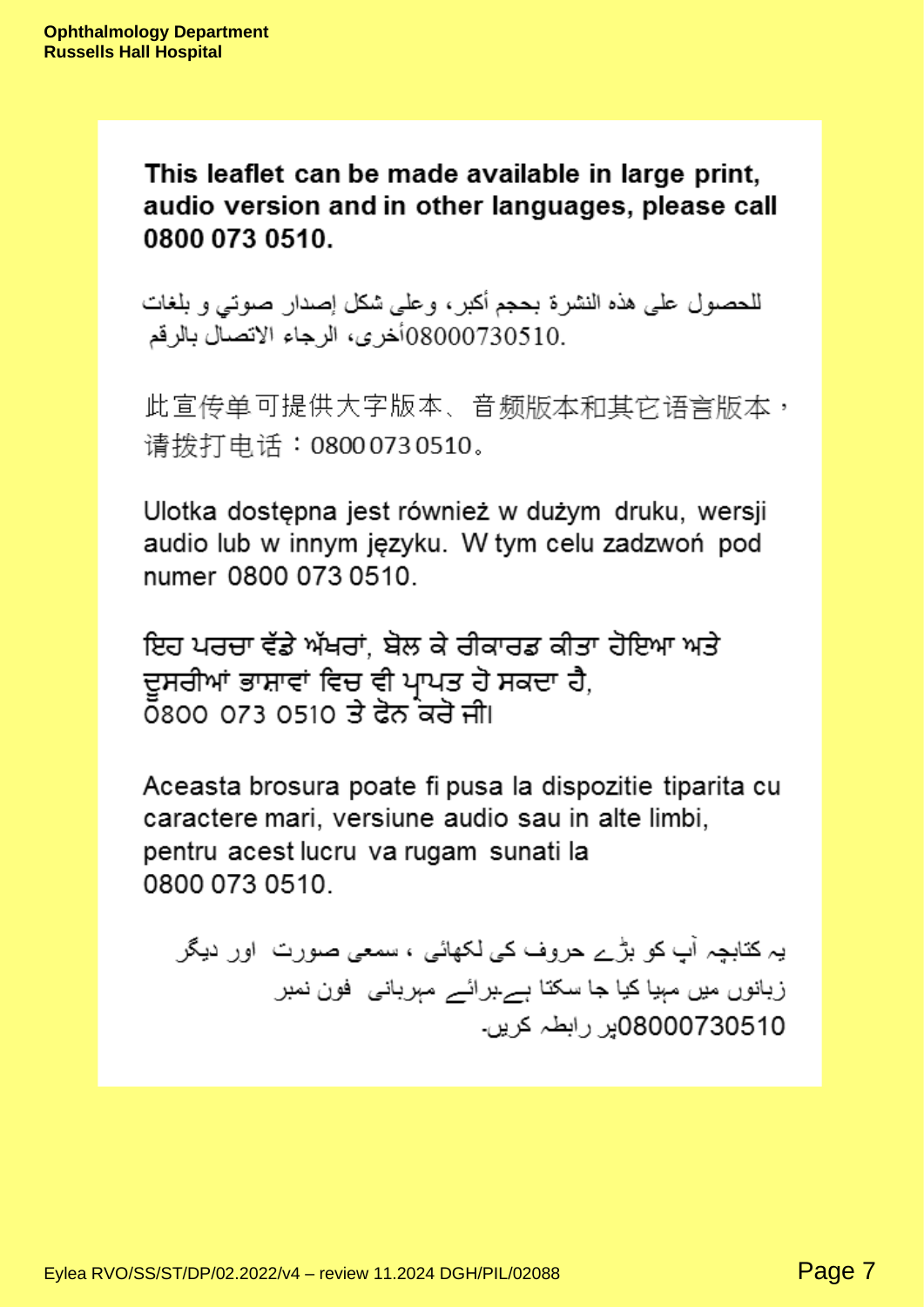**Ophthalmology Department**
**Russells Hall Hospital**

**This leaflet can be made available in large print, audio version and in other languages, please call 0800 073 0510.**

للحصول على هذه النشرة بحجم أكبر، وعلى شكل إصدار صوتي و بلغات أخرى، الرجاء الاتصال بالرقم 08000730510.

此宣传单可提供大字版本、音频版本和其它语言版本，请拨打电话：0800 073 0510。

Ulotka dostępna jest również w dużym druku, wersji audio lub w innym języku. W tym celu zadzwoń pod numer 0800 073 0510.

ਇਹ ਪਰਚਾ ਵੱਡੇ ਅੱਖਰਾਂ, ਬੋਲ ਕੇ ਰੀਕਾਰਡ ਕੀਤਾ ਹੋਇਆ ਅਤੇ ਦੂਸਰੀਆਂ ਭਾਸ਼ਾਵਾਂ ਵਿਚ ਵੀ ਪ੍ਰਾਪਤ ਹੋ ਸਕਦਾ ਹੈ, 0800 073 0510 ਤੇ ਫੋਨ ਕਰੋ ਜੀ।

Aceasta brosura poate fi pusa la dispozitie tiparita cu caractere mari, versiune audio sau in alte limbi, pentru acest lucru va rugam sunati la 0800 073 0510.

یہ کتابچہ آپ کو بڑے حروف کی لکھائی ، سمعی صورت اور دیگر زبانوں میں مہیا کیا جا سکتا ہے۔برائے مہربانی فون نمبر 08000730510پر رابطہ کریں۔

Eylea RVO/SS/ST/DP/02.2022/v4 – review 11.2024 DGH/PIL/02088